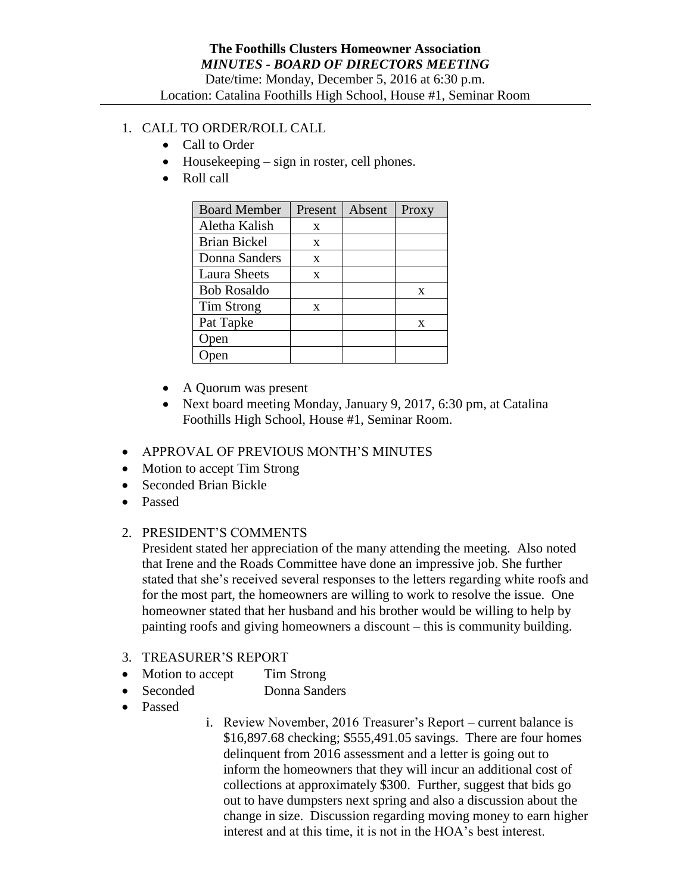**The Foothills Clusters Homeowner Association**

***MINUTES - BOARD OF DIRECTORS MEETING***

Date/time: Monday, December 5, 2016 at 6:30 p.m.

Location: Catalina Foothills High School, House #1, Seminar Room

1. CALL TO ORDER/ROLL CALL
   - Call to Order
   - Housekeeping – sign in roster, cell phones.
   - Roll call

| Board Member | Present | Absent | Proxy |
|---|---|---|---|
| Aletha Kalish | x | | |
| Brian Bickel | x | | |
| Donna Sanders | x | | |
| Laura Sheets | x | | |
| Bob Rosaldo | | | x |
| Tim Strong | x | | |
| Pat Tapke | | | x |
| Open | | | |
| Open | | | |

   - A Quorum was present
   - Next board meeting Monday, January 9, 2017, 6:30 pm, at Catalina Foothills High School, House #1, Seminar Room.

- APPROVAL OF PREVIOUS MONTH'S MINUTES
- Motion to accept Tim Strong
- Seconded Brian Bickle
- Passed

2. PRESIDENT'S COMMENTS

   President stated her appreciation of the many attending the meeting. Also noted that Irene and the Roads Committee have done an impressive job. She further stated that she's received several responses to the letters regarding white roofs and for the most part, the homeowners are willing to work to resolve the issue. One homeowner stated that her husband and his brother would be willing to help by painting roofs and giving homeowners a discount – this is community building.

3. TREASURER'S REPORT

- Motion to accept Tim Strong
- Seconded Donna Sanders
- Passed
   i. Review November, 2016 Treasurer's Report – current balance is $16,897.68 checking; $555,491.05 savings. There are four homes delinquent from 2016 assessment and a letter is going out to inform the homeowners that they will incur an additional cost of collections at approximately $300. Further, suggest that bids go out to have dumpsters next spring and also a discussion about the change in size. Discussion regarding moving money to earn higher interest and at this time, it is not in the HOA's best interest.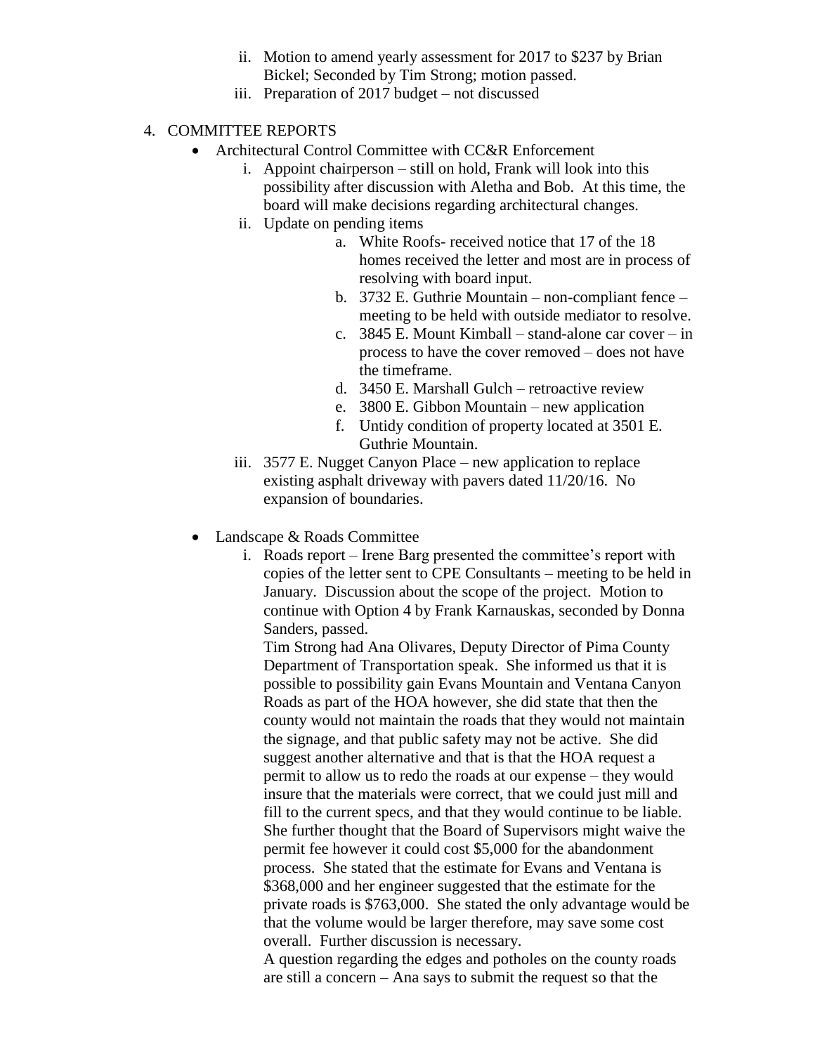ii. Motion to amend yearly assessment for 2017 to $237 by Brian Bickel; Seconded by Tim Strong; motion passed.

iii. Preparation of 2017 budget – not discussed

4. COMMITTEE REPORTS

- Architectural Control Committee with CC&R Enforcement
    - i. Appoint chairperson – still on hold, Frank will look into this possibility after discussion with Aletha and Bob. At this time, the board will make decisions regarding architectural changes.
    - ii. Update on pending items
        - a. White Roofs- received notice that 17 of the 18 homes received the letter and most are in process of resolving with board input.
        - b. 3732 E. Guthrie Mountain – non-compliant fence – meeting to be held with outside mediator to resolve.
        - c. 3845 E. Mount Kimball – stand-alone car cover – in process to have the cover removed – does not have the timeframe.
        - d. 3450 E. Marshall Gulch – retroactive review
        - e. 3800 E. Gibbon Mountain – new application
        - f. Untidy condition of property located at 3501 E. Guthrie Mountain.
    - iii. 3577 E. Nugget Canyon Place – new application to replace existing asphalt driveway with pavers dated 11/20/16. No expansion of boundaries.

- Landscape & Roads Committee
    - i. Roads report – Irene Barg presented the committee's report with copies of the letter sent to CPE Consultants – meeting to be held in January. Discussion about the scope of the project. Motion to continue with Option 4 by Frank Karnauskas, seconded by Donna Sanders, passed.

      Tim Strong had Ana Olivares, Deputy Director of Pima County Department of Transportation speak. She informed us that it is possible to possibility gain Evans Mountain and Ventana Canyon Roads as part of the HOA however, she did state that then the county would not maintain the roads that they would not maintain the signage, and that public safety may not be active. She did suggest another alternative and that is that the HOA request a permit to allow us to redo the roads at our expense – they would insure that the materials were correct, that we could just mill and fill to the current specs, and that they would continue to be liable. She further thought that the Board of Supervisors might waive the permit fee however it could cost $5,000 for the abandonment process. She stated that the estimate for Evans and Ventana is $368,000 and her engineer suggested that the estimate for the private roads is $763,000. She stated the only advantage would be that the volume would be larger therefore, may save some cost overall. Further discussion is necessary.

      A question regarding the edges and potholes on the county roads are still a concern – Ana says to submit the request so that the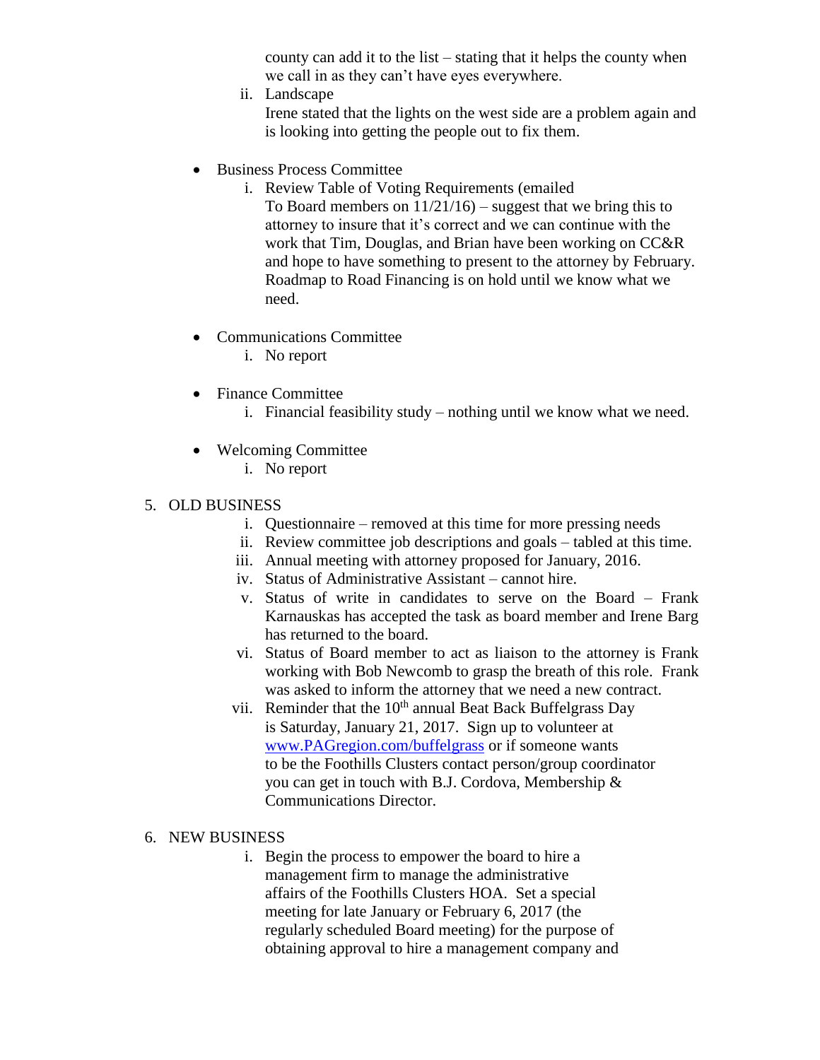county can add it to the list – stating that it helps the county when we call in as they can't have eyes everywhere.

  ii. Landscape
  Irene stated that the lights on the west side are a problem again and is looking into getting the people out to fix them.

- Business Process Committee
  i. Review Table of Voting Requirements (emailed To Board members on 11/21/16) – suggest that we bring this to attorney to insure that it's correct and we can continue with the work that Tim, Douglas, and Brian have been working on CC&R and hope to have something to present to the attorney by February. Roadmap to Road Financing is on hold until we know what we need.

- Communications Committee
  i. No report

- Finance Committee
  i. Financial feasibility study – nothing until we know what we need.

- Welcoming Committee
  i. No report

5. OLD BUSINESS
   i. Questionnaire – removed at this time for more pressing needs
   ii. Review committee job descriptions and goals – tabled at this time.
   iii. Annual meeting with attorney proposed for January, 2016.
   iv. Status of Administrative Assistant – cannot hire.
   v. Status of write in candidates to serve on the Board – Frank Karnauskas has accepted the task as board member and Irene Barg has returned to the board.
   vi. Status of Board member to act as liaison to the attorney is Frank working with Bob Newcomb to grasp the breath of this role. Frank was asked to inform the attorney that we need a new contract.
   vii. Reminder that the 10th annual Beat Back Buffelgrass Day is Saturday, January 21, 2017. Sign up to volunteer at [www.PAGregion.com/buffelgrass](http://www.PAGregion.com/buffelgrass) or if someone wants to be the Foothills Clusters contact person/group coordinator you can get in touch with B.J. Cordova, Membership & Communications Director.

6. NEW BUSINESS
   i. Begin the process to empower the board to hire a management firm to manage the administrative affairs of the Foothills Clusters HOA. Set a special meeting for late January or February 6, 2017 (the regularly scheduled Board meeting) for the purpose of obtaining approval to hire a management company and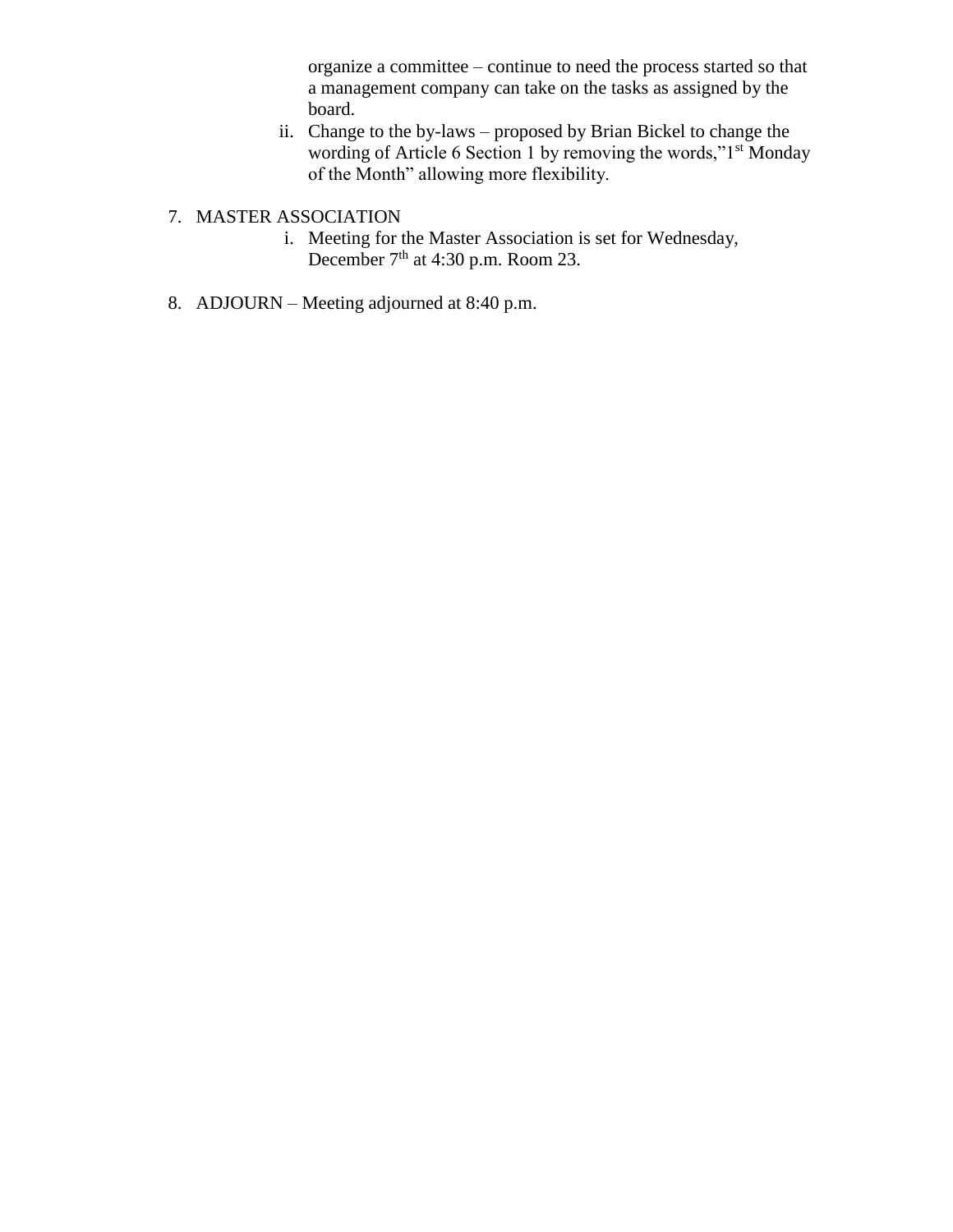organize a committee – continue to need the process started so that a management company can take on the tasks as assigned by the board.

ii. Change to the by-laws – proposed by Brian Bickel to change the wording of Article 6 Section 1 by removing the words,"1st Monday of the Month" allowing more flexibility.

7. MASTER ASSOCIATION
   i. Meeting for the Master Association is set for Wednesday, December 7th at 4:30 p.m. Room 23.

8. ADJOURN – Meeting adjourned at 8:40 p.m.